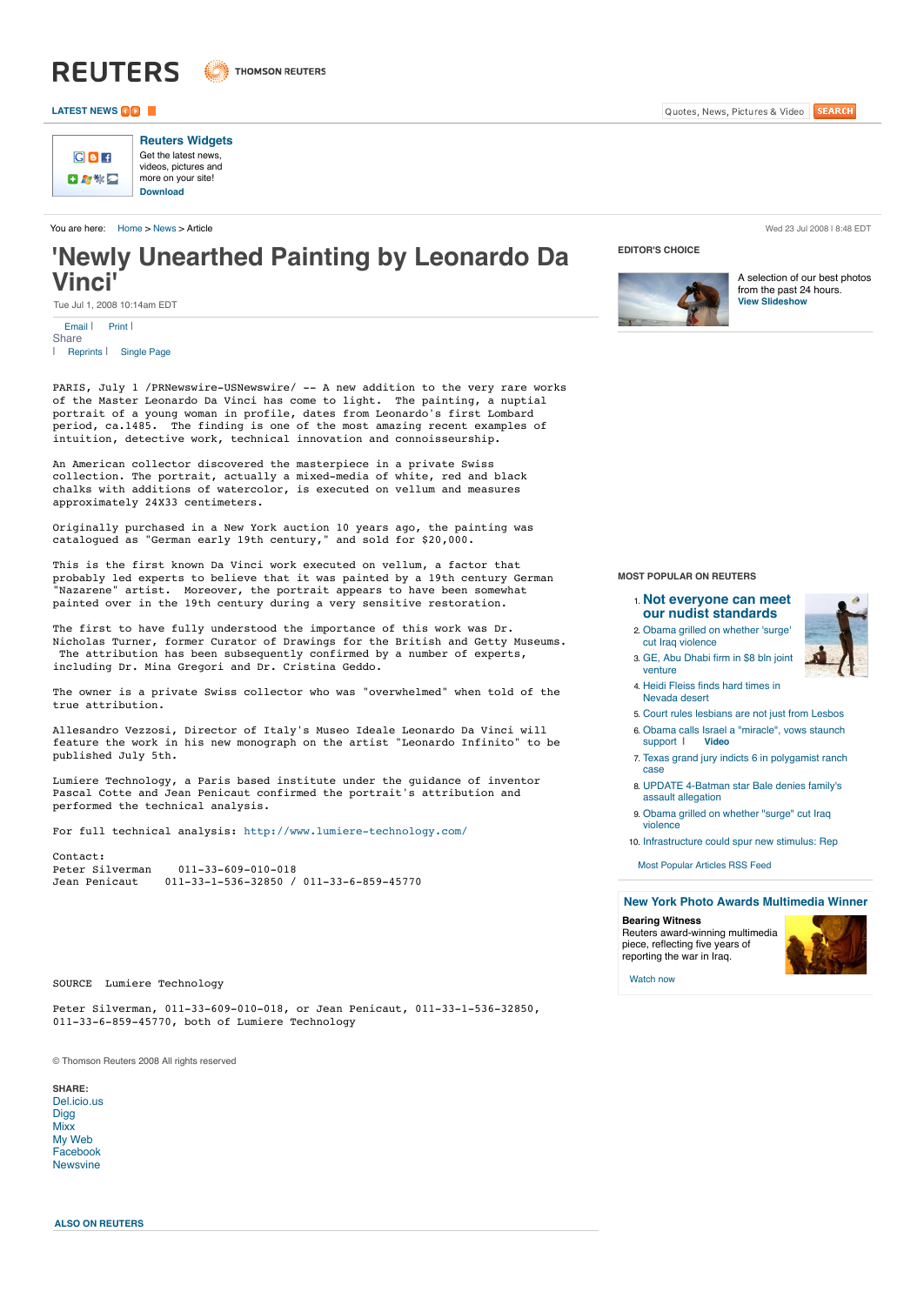REUTERS THOMSON REUTERS

LATEST NEWS

Quotes, News, Pictures & Video SEARCH

**Reuters Widgets**
Get the latest news, videos, pictures and more on your site!
**Download**

You are here: Home > News > Article

Wed 23 Jul 2008 | 8:48 EDT

# 'Newly Unearthed Painting by Leonardo Da Vinci'

Tue Jul 1, 2008 10:14am EDT

Email | Print | Share | Reprints | Single Page

PARIS, July 1 /PRNewswire-USNewswire/ -- A new addition to the very rare works of the Master Leonardo Da Vinci has come to light. The painting, a nuptial portrait of a young woman in profile, dates from Leonardo's first Lombard period, ca.1485. The finding is one of the most amazing recent examples of intuition, detective work, technical innovation and connoisseurship.

An American collector discovered the masterpiece in a private Swiss collection. The portrait, actually a mixed-media of white, red and black chalks with additions of watercolor, is executed on vellum and measures approximately 24X33 centimeters.

Originally purchased in a New York auction 10 years ago, the painting was catalogued as "German early 19th century," and sold for $20,000.

This is the first known Da Vinci work executed on vellum, a factor that probably led experts to believe that it was painted by a 19th century German "Nazarene" artist. Moreover, the portrait appears to have been somewhat painted over in the 19th century during a very sensitive restoration.

The first to have fully understood the importance of this work was Dr. Nicholas Turner, former Curator of Drawings for the British and Getty Museums. The attribution has been subsequently confirmed by a number of experts, including Dr. Mina Gregori and Dr. Cristina Geddo.

The owner is a private Swiss collector who was "overwhelmed" when told of the true attribution.

Allesandro Vezzosi, Director of Italy's Museo Ideale Leonardo Da Vinci will feature the work in his new monograph on the artist "Leonardo Infinito" to be published July 5th.

Lumiere Technology, a Paris based institute under the guidance of inventor Pascal Cotte and Jean Penicaut confirmed the portrait's attribution and performed the technical analysis.

For full technical analysis: http://www.lumiere-technology.com/

Contact:
Peter Silverman 011-33-609-010-018
Jean Penicaut 011-33-1-536-32850 / 011-33-6-859-45770

SOURCE Lumiere Technology

Peter Silverman, 011-33-609-010-018, or Jean Penicaut, 011-33-1-536-32850, 011-33-6-859-45770, both of Lumiere Technology

© Thomson Reuters 2008 All rights reserved

**SHARE:**
Del.icio.us
Digg
Mixx
My Web
Facebook
Newsvine

**ALSO ON REUTERS**

**EDITOR'S CHOICE**

A selection of our best photos from the past 24 hours.
**View Slideshow**

**MOST POPULAR ON REUTERS**

1. **Not everyone can meet our nudist standards**
2. Obama grilled on whether 'surge' cut Iraq violence
3. GE, Abu Dhabi firm in $8 bln joint venture
4. Heidi Fleiss finds hard times in Nevada desert
5. Court rules lesbians are not just from Lesbos
6. Obama calls Israel a "miracle", vows staunch support | Video
7. Texas grand jury indicts 6 in polygamist ranch case
8. UPDATE 4-Batman star Bale denies family's assault allegation
9. Obama grilled on whether "surge" cut Iraq violence
10. Infrastructure could spur new stimulus: Rep

Most Popular Articles RSS Feed

**New York Photo Awards Multimedia Winner**

**Bearing Witness**
Reuters award-winning multimedia piece, reflecting five years of reporting the war in Iraq.

Watch now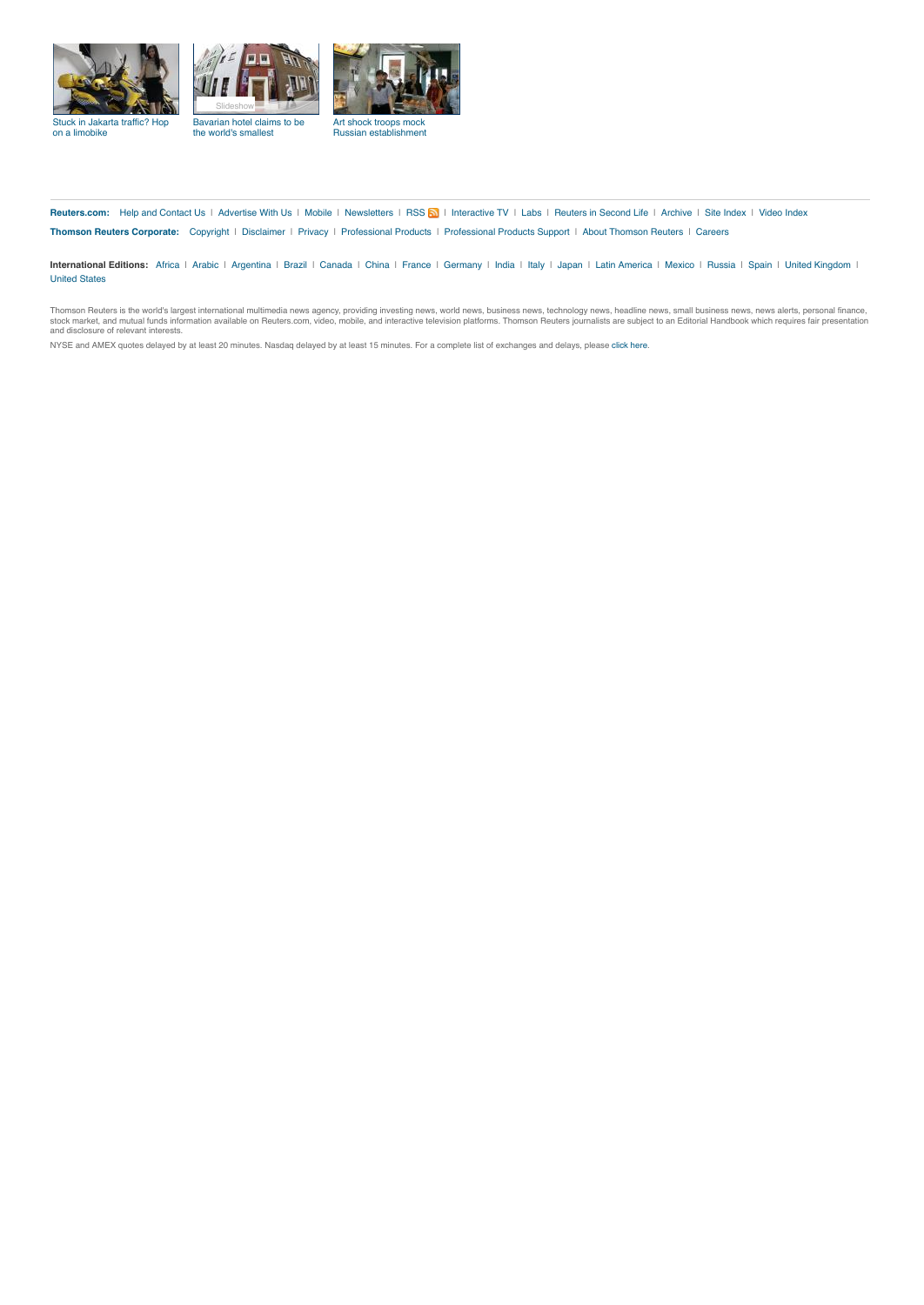Stuck in Jakarta traffic? Hop on a limobike

Slideshow

Bavarian hotel claims to be the world's smallest

Art shock troops mock Russian establishment

**Reuters.com:** Help and Contact Us | Advertise With Us | Mobile | Newsletters | RSS | Interactive TV | Labs | Reuters in Second Life | Archive | Site Index | Video Index

**Thomson Reuters Corporate:** Copyright | Disclaimer | Privacy | Professional Products | Professional Products Support | About Thomson Reuters | Careers

**International Editions:** Africa | Arabic | Argentina | Brazil | Canada | China | France | Germany | India | Italy | Japan | Latin America | Mexico | Russia | Spain | United Kingdom | United States

Thomson Reuters is the world's largest international multimedia news agency, providing investing news, world news, business news, technology news, headline news, small business news, news alerts, personal finance, stock market, and mutual funds information available on Reuters.com, video, mobile, and interactive television platforms. Thomson Reuters journalists are subject to an Editorial Handbook which requires fair presentation and disclosure of relevant interests.

NYSE and AMEX quotes delayed by at least 20 minutes. Nasdaq delayed by at least 15 minutes. For a complete list of exchanges and delays, please click here.